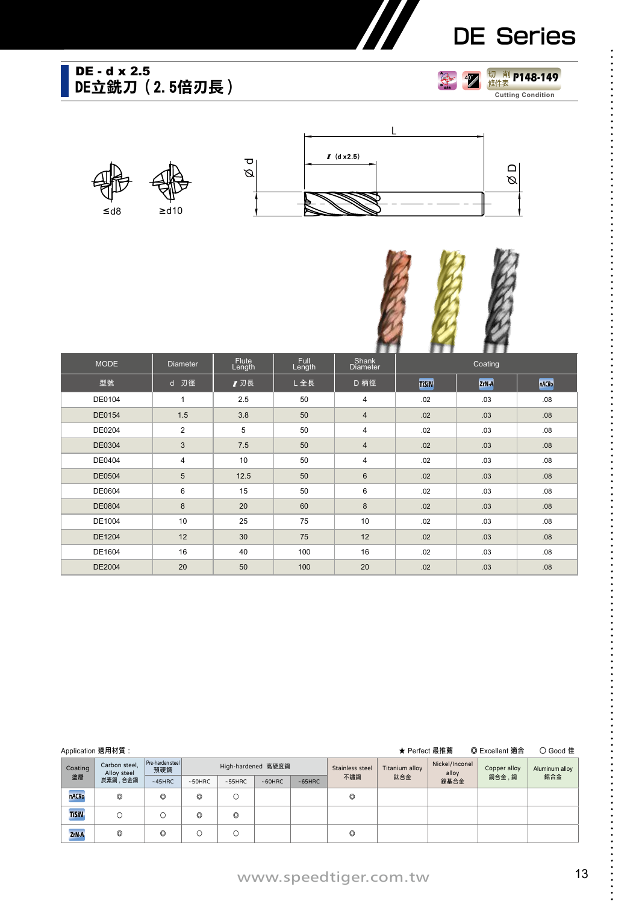# DE Series

## DE - d x 2.5
## DE立銑刀（2.5倍刃長）

切削條件表 P148-149
Cutting Condition

≤d8　≥d10

L
ℓ (d x2.5)
Ø d
Ø D

| MODE | Diameter | Flute Length | Full Length | Shank Diameter | Coating | | |
|---|---|---|---|---|---|---|---|
| 型號 | d 刃徑 | ℓ 刃長 | L 全長 | D 柄徑 | TiSiN | ZrN-A | nACRo |
| DE0104 | 1 | 2.5 | 50 | 4 | .02 | .03 | .08 |
| DE0154 | 1.5 | 3.8 | 50 | 4 | .02 | .03 | .08 |
| DE0204 | 2 | 5 | 50 | 4 | .02 | .03 | .08 |
| DE0304 | 3 | 7.5 | 50 | 4 | .02 | .03 | .08 |
| DE0404 | 4 | 10 | 50 | 4 | .02 | .03 | .08 |
| DE0504 | 5 | 12.5 | 50 | 6 | .02 | .03 | .08 |
| DE0604 | 6 | 15 | 50 | 6 | .02 | .03 | .08 |
| DE0804 | 8 | 20 | 60 | 8 | .02 | .03 | .08 |
| DE1004 | 10 | 25 | 75 | 10 | .02 | .03 | .08 |
| DE1204 | 12 | 30 | 75 | 12 | .02 | .03 | .08 |
| DE1604 | 16 | 40 | 100 | 16 | .02 | .03 | .08 |
| DE2004 | 20 | 50 | 100 | 20 | .02 | .03 | .08 |

Application 適用材質 :　★ Perfect 最推薦　◎ Excellent 適合　○ Good 佳

| Coating 塗層 | Carbon steel, Alloy steel 炭素鋼，合金鋼 | Pre-harden steel 預硬鋼 | High-hardened 高硬度鋼 | | | | Stainless steel 不鏽鋼 | Titanium alloy 鈦合金 | Nickel/Inconel alloy 鎳基合金 | Copper alloy 銅合金，銅 | Aluminum alloy 鋁合金 |
|---|---|---|---|---|---|---|---|---|---|---|---|
| | | ~45HRC | ~50HRC | ~55HRC | ~60HRC | ~65HRC | | | | | |
| nACRo | ◎ | ◎ | ◎ | ○ | | | ◎ | | | | |
| TiSiN | ○ | ○ | ◎ | ◎ | | | | | | | |
| ZrN-A | ◎ | ◎ | ○ | ○ | | | ◎ | | | | |

www.speedtiger.com.tw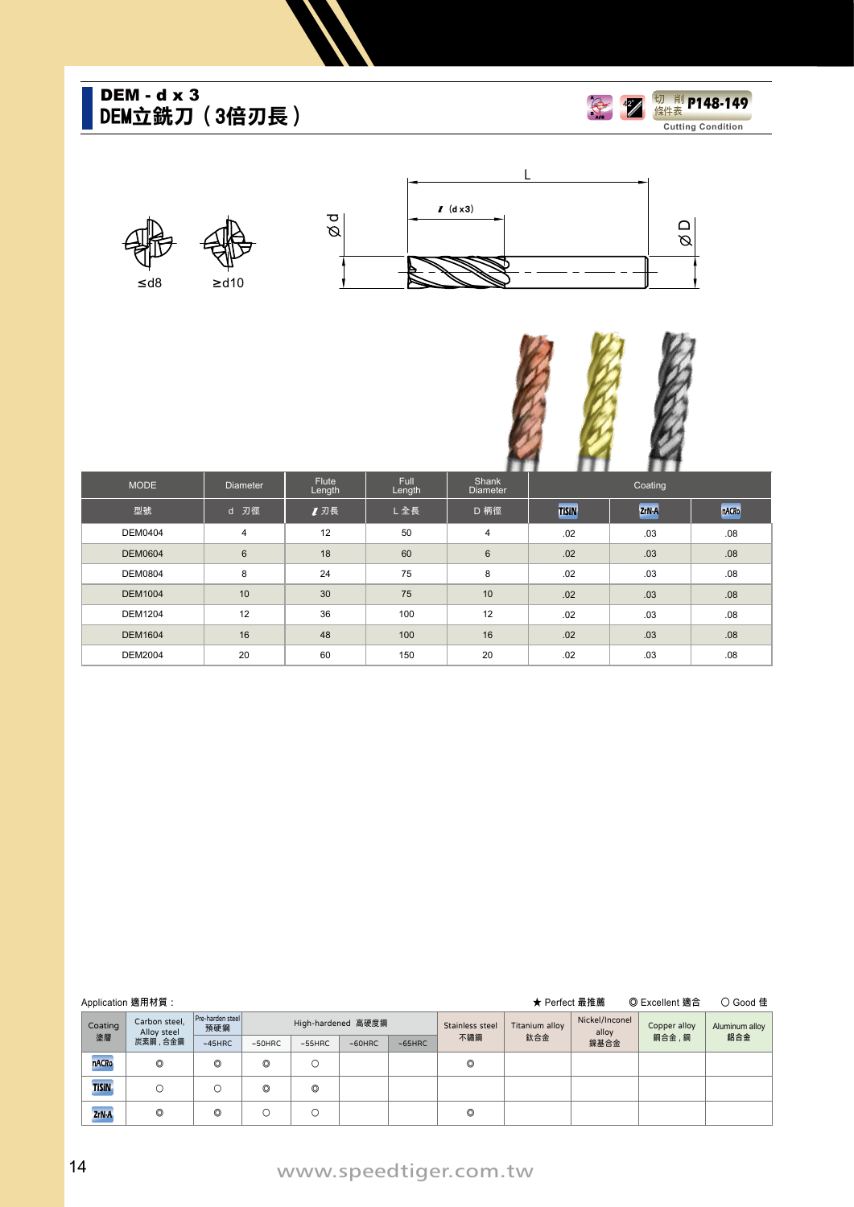# DEM - d x 3
## DEM立銑刀（3倍刃長）

切削條件表 P148-149 Cutting Condition

≤d8　≥d10

L　ℓ (d x3)　Ød　ØD

| MODE | Diameter | Flute Length | Full Length | Shank Diameter | Coating | | |
|---|---|---|---|---|---|---|---|
| 型號 | d 刃徑 | ℓ 刃長 | L 全長 | D 柄徑 | TiSiN | ZrN-A | nACRo |
| DEM0404 | 4 | 12 | 50 | 4 | .02 | .03 | .08 |
| DEM0604 | 6 | 18 | 60 | 6 | .02 | .03 | .08 |
| DEM0804 | 8 | 24 | 75 | 8 | .02 | .03 | .08 |
| DEM1004 | 10 | 30 | 75 | 10 | .02 | .03 | .08 |
| DEM1204 | 12 | 36 | 100 | 12 | .02 | .03 | .08 |
| DEM1604 | 16 | 48 | 100 | 16 | .02 | .03 | .08 |
| DEM2004 | 20 | 60 | 150 | 20 | .02 | .03 | .08 |

Application 適用材質：　★ Perfect 最推薦　◎ Excellent 適合　○ Good 佳

| Coating 塗層 | Carbon steel, Alloy steel 炭素鋼，合金鋼 | Pre-harden steel 預硬鋼 | High-hardened 高硬度鋼 | | | | Stainless steel 不鏽鋼 | Titanium alloy 鈦合金 | Nickel/Inconel alloy 鎳基合金 | Copper alloy 銅合金，銅 | Aluminum alloy 鋁合金 |
|---|---|---|---|---|---|---|---|---|---|---|---|
| | | ~45HRC | ~50HRC | ~55HRC | ~60HRC | ~65HRC | | | | | |
| nACRo | ◎ | ◎ | ◎ | ○ | | | ◎ | | | | |
| TiSiN | ○ | ○ | ◎ | ◎ | | | | | | | |
| ZrN-A | ◎ | ◎ | ○ | ○ | | | ◎ | | | | |

www.speedtiger.com.tw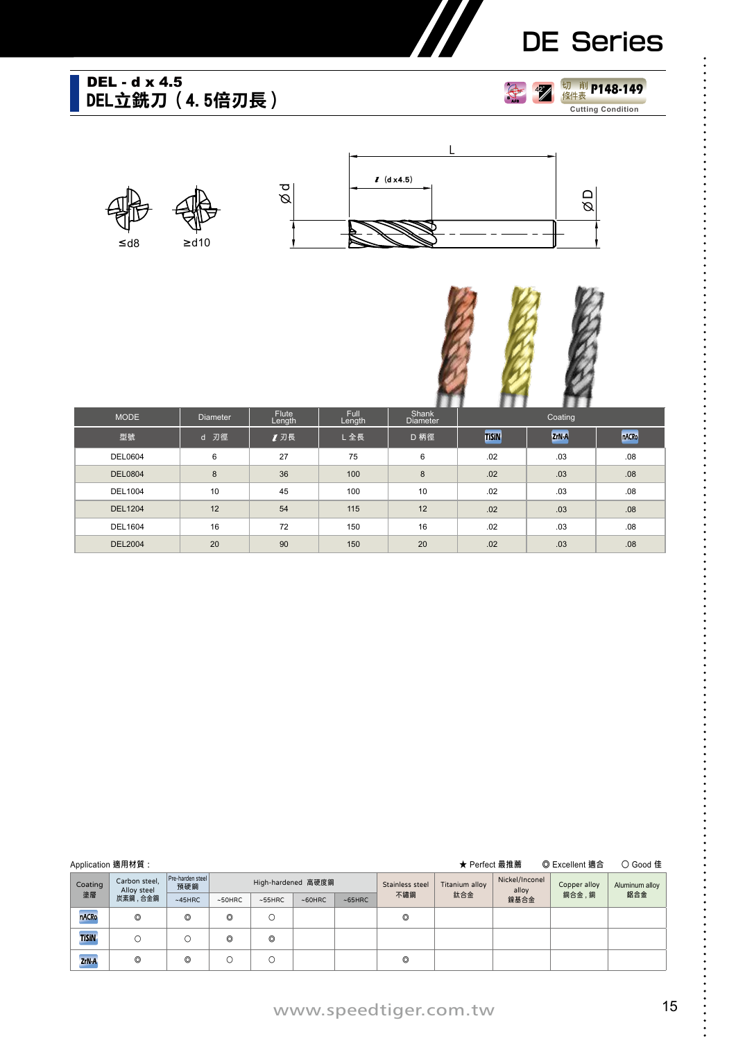# DE Series

## DEL - d x 4.5
## DEL立銑刀（4.5倍刃長）

切 削 條件表 P148-149
Cutting Condition

≤d8　≥d10

L
ℓ (d x4.5)
ød
øD

| MODE | Diameter | Flute Length | Full Length | Shank Diameter | Coating | | |
|---|---|---|---|---|---|---|---|
| 型號 | d 刃徑 | ℓ 刃長 | L 全長 | D 柄徑 | TiSiN | ZrN-A | nACRo |
| DEL0604 | 6 | 27 | 75 | 6 | .02 | .03 | .08 |
| DEL0804 | 8 | 36 | 100 | 8 | .02 | .03 | .08 |
| DEL1004 | 10 | 45 | 100 | 10 | .02 | .03 | .08 |
| DEL1204 | 12 | 54 | 115 | 12 | .02 | .03 | .08 |
| DEL1604 | 16 | 72 | 150 | 16 | .02 | .03 | .08 |
| DEL2004 | 20 | 90 | 150 | 20 | .02 | .03 | .08 |

Application 適用材質：

★ Perfect 最推薦　◎ Excellent 適合　○ Good 佳

| Coating 塗層 | Carbon steel, Alloy steel 炭素鋼，合金鋼 | Pre-harden steel 預硬鋼 | High-hardened 高硬度鋼 | | | | Stainless steel 不鏽鋼 | Titanium alloy 鈦合金 | Nickel/Inconel alloy 鎳基合金 | Copper alloy 銅合金，銅 | Aluminum alloy 鋁合金 |
|---|---|---|---|---|---|---|---|---|---|---|---|
| | | ~45HRC | ~50HRC | ~55HRC | ~60HRC | ~65HRC | | | | | |
| nACRo | ◎ | ◎ | ◎ | ○ | | | ◎ | | | | |
| TiSiN | ○ | ○ | ◎ | ◎ | | | | | | | |
| ZrN-A | ◎ | ◎ | ○ | ○ | | | ◎ | | | | |

www.speedtiger.com.tw